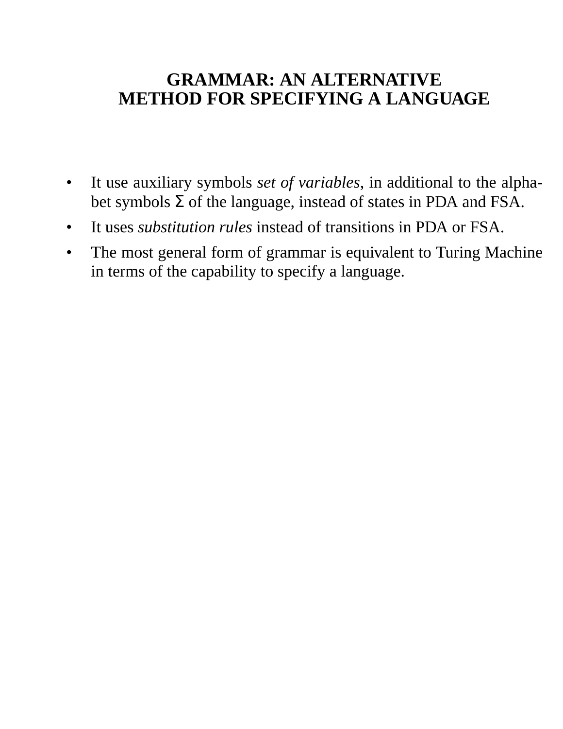# GRAMMAR: AN ALTERNATIVE METHOD FOR SPECIFYING A LANGUAGE

- It use auxiliary symbols *set of variables*, in additional to the alphabet symbols $\Sigma$ of the language, instead of states in PDA and FSA.
- It uses *substitution rules* instead of transitions in PDA or FSA.
- The most general form of grammar is equivalent to Turing Machine in terms of the capability to specify a language.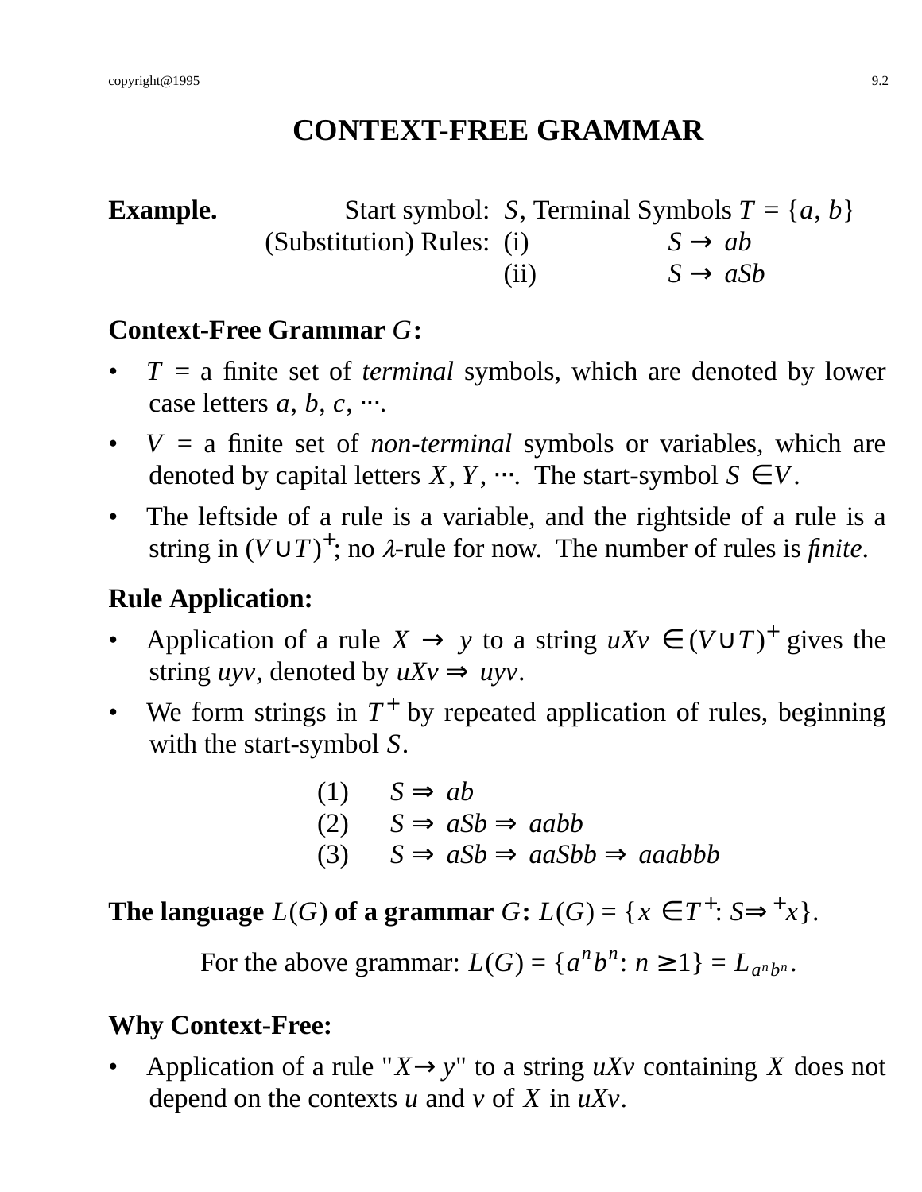# CONTEXT-FREE GRAMMAR

**Example.** Start symbol: $S$, Terminal Symbols $T = \{a, b\}$

(Substitution) Rules: (i) $S \rightarrow ab$

(ii) $S \rightarrow aSb$

**Context-Free Grammar $G$:**

- $T$ = a finite set of *terminal* symbols, which are denoted by lower case letters $a, b, c, \cdots$.
- $V$ = a finite set of *non-terminal* symbols or variables, which are denoted by capital letters $X, Y, \cdots$. The start-symbol $S \in V$.
- The leftside of a rule is a variable, and the rightside of a rule is a string in $(V \cup T)^+$; no $\lambda$-rule for now. The number of rules is *finite*.

**Rule Application:**

- Application of a rule $X \rightarrow y$ to a string $uXv \in (V \cup T)^+$ gives the string $uyv$, denoted by $uXv \Rightarrow uyv$.
- We form strings in $T^+$ by repeated application of rules, beginning with the start-symbol $S$.

(1) $S \Rightarrow ab$

(2) $S \Rightarrow aSb \Rightarrow aabb$

(3) $S \Rightarrow aSb \Rightarrow aaSbb \Rightarrow aaabbb$

**The language $L(G)$ of a grammar $G$:** $L(G) = \{x \in T^+ \colon S \Rightarrow^+ x\}$.

For the above grammar: $L(G) = \{a^n b^n \colon n \geq 1\} = L_{a^n b^n}$.

**Why Context-Free:**

- Application of a rule "$X \rightarrow y$" to a string $uXv$ containing $X$ does not depend on the contexts $u$ and $v$ of $X$ in $uXv$.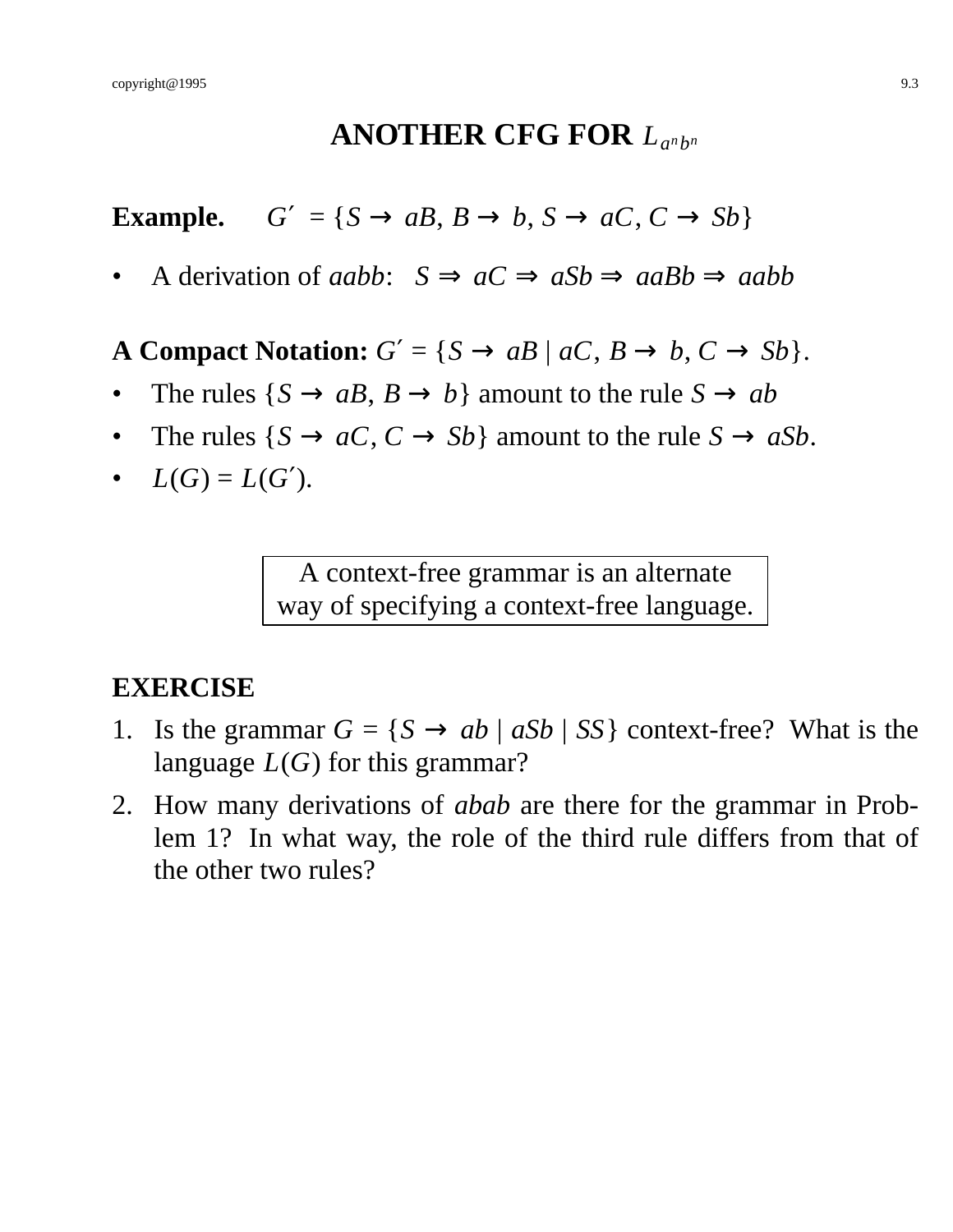# ANOTHER CFG FOR $L_{a^n b^n}$

**Example.** $G' = \{S \to aB, B \to b, S \to aC, C \to Sb\}$

- A derivation of *aabb*: $S \Rightarrow aC \Rightarrow aSb \Rightarrow aaBb \Rightarrow aabb$

**A Compact Notation:** $G' = \{S \to aB \mid aC,\ B \to b,\ C \to Sb\}$.

- The rules $\{S \to aB, B \to b\}$ amount to the rule $S \to ab$
- The rules $\{S \to aC, C \to Sb\}$ amount to the rule $S \to aSb$.
- $L(G) = L(G')$.

> A context-free grammar is an alternate way of specifying a context-free language.

**EXERCISE**

1. Is the grammar $G = \{S \to ab \mid aSb \mid SS\}$ context-free? What is the language $L(G)$ for this grammar?
2. How many derivations of *abab* are there for the grammar in Problem 1? In what way, the role of the third rule differs from that of the other two rules?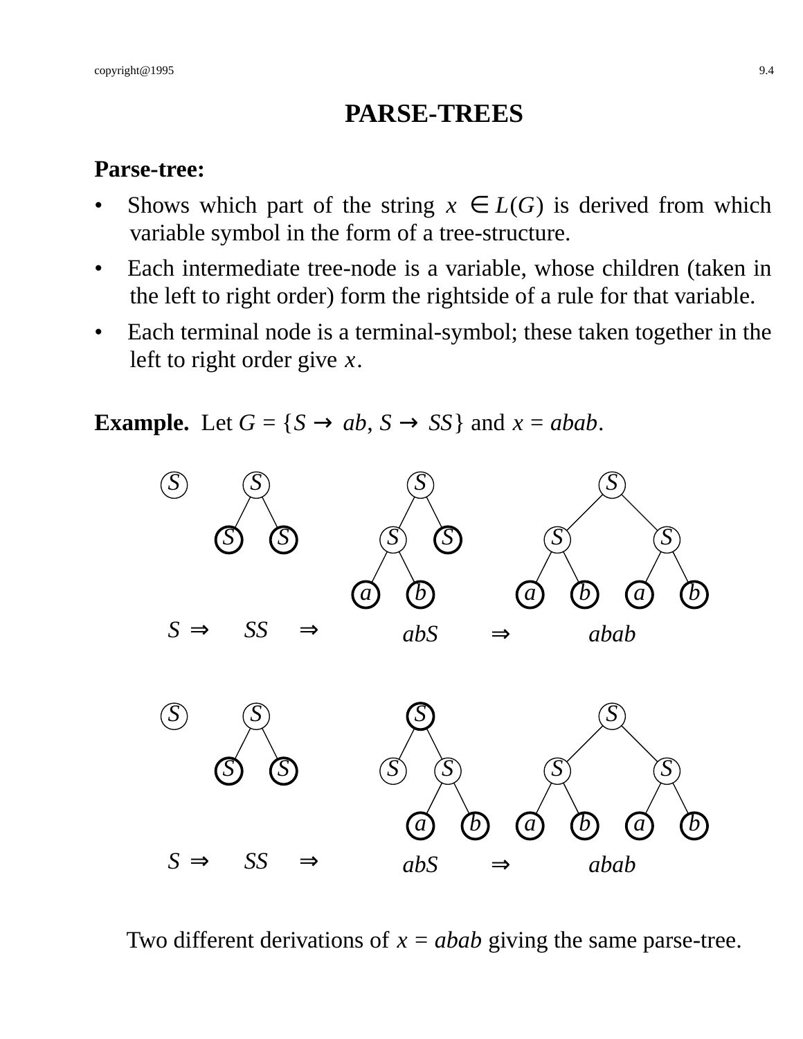# PARSE-TREES

**Parse-tree:**

- Shows which part of the string $x \in L(G)$ is derived from which variable symbol in the form of a tree-structure.
- Each intermediate tree-node is a variable, whose children (taken in the left to right order) form the rightside of a rule for that variable.
- Each terminal node is a terminal-symbol; these taken together in the left to right order give $x$.

**Example.** Let $G = \{S \rightarrow ab, S \rightarrow SS\}$ and $x = abab$.

$S \Rightarrow SS \Rightarrow abS \Rightarrow abab$

$S \Rightarrow SS \Rightarrow abS \Rightarrow abab$

Two different derivations of $x = abab$ giving the same parse-tree.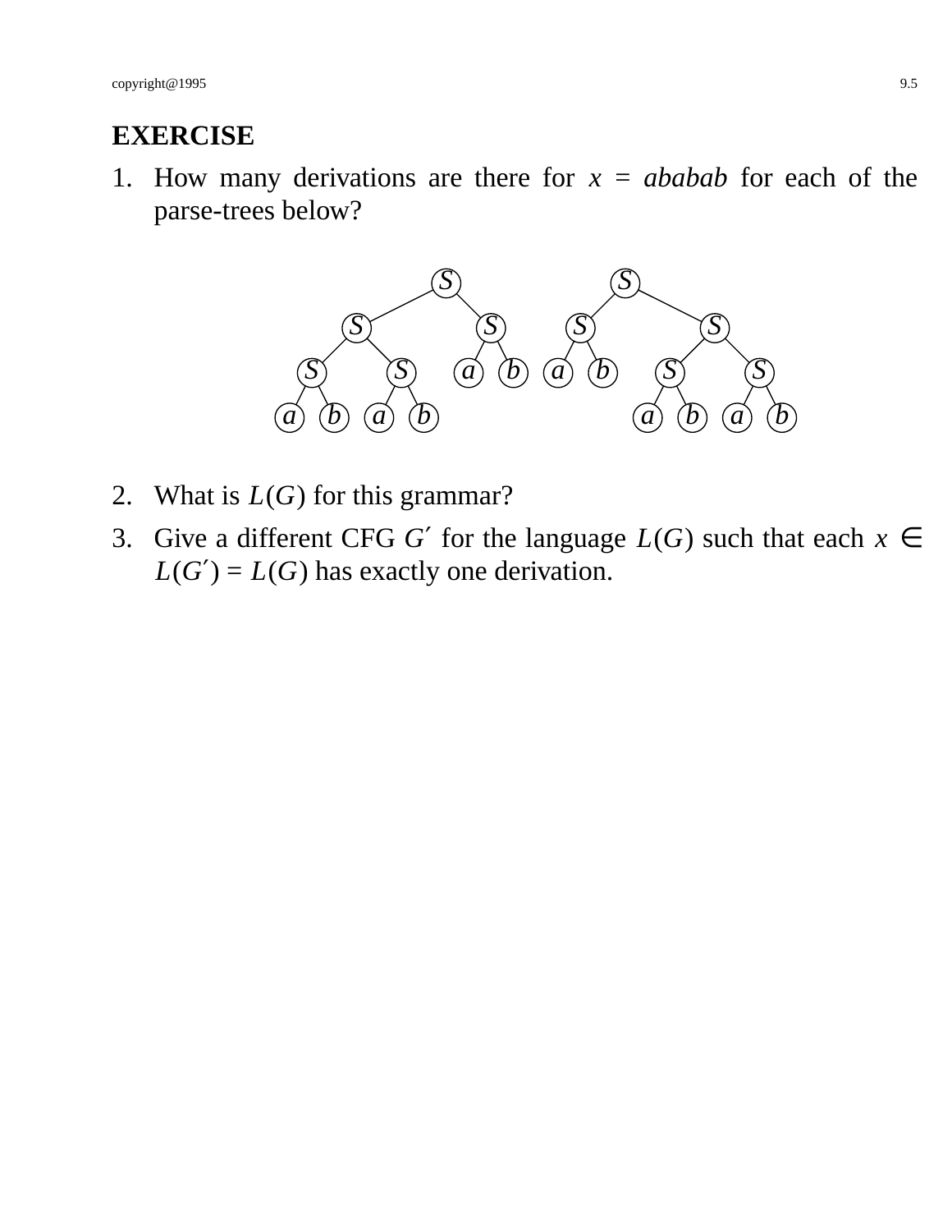## EXERCISE

1. How many derivations are there for $x$ = *ababab* for each of the parse-trees below?

2. What is $L(G)$ for this grammar?

3. Give a different CFG $G'$ for the language $L(G)$ such that each $x \in L(G') = L(G)$ has exactly one derivation.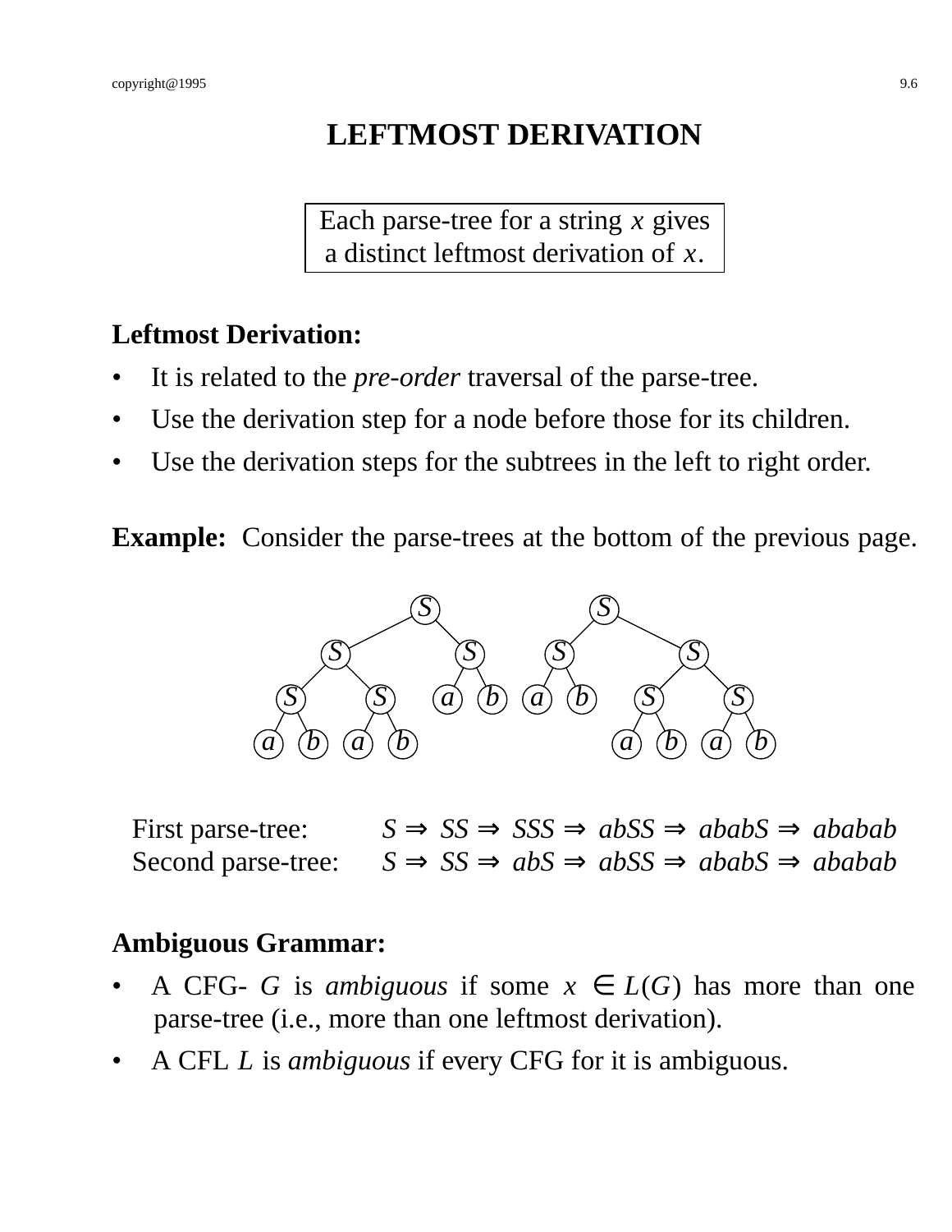# LEFTMOST DERIVATION

> Each parse-tree for a string $x$ gives a distinct leftmost derivation of $x$.

**Leftmost Derivation:**

- It is related to the *pre-order* traversal of the parse-tree.
- Use the derivation step for a node before those for its children.
- Use the derivation steps for the subtrees in the left to right order.

**Example:** Consider the parse-trees at the bottom of the previous page.

First parse-tree: $S \Rightarrow SS \Rightarrow SSS \Rightarrow abSS \Rightarrow ababS \Rightarrow ababab$

Second parse-tree: $S \Rightarrow SS \Rightarrow abS \Rightarrow abSS \Rightarrow ababS \Rightarrow ababab$

**Ambiguous Grammar:**

- A CFG- $G$ is *ambiguous* if some $x \in L(G)$ has more than one parse-tree (i.e., more than one leftmost derivation).
- A CFL $L$ is *ambiguous* if every CFG for it is ambiguous.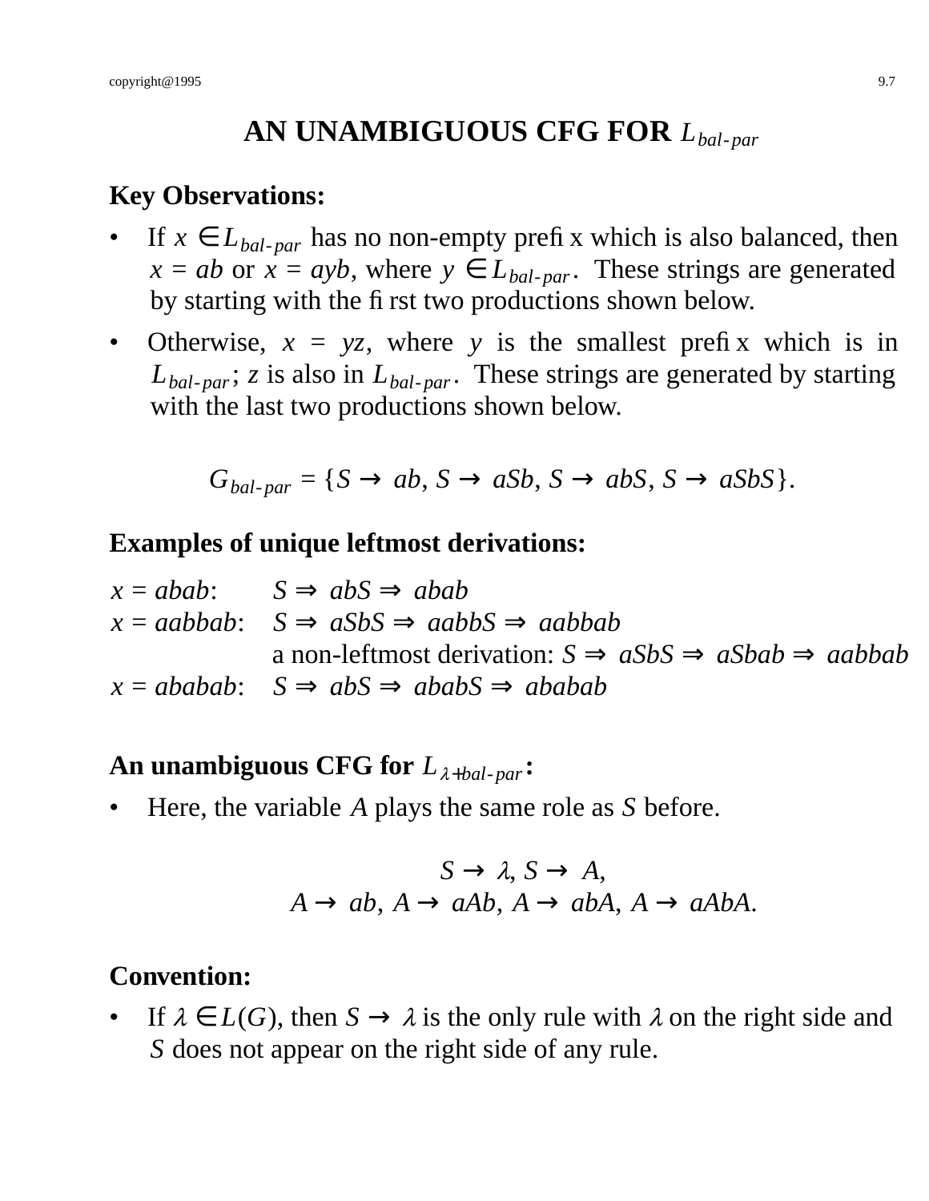# AN UNAMBIGUOUS CFG FOR $L_{bal\text{-}par}$

**Key Observations:**

- If $x \in L_{bal\text{-}par}$ has no non-empty prefix which is also balanced, then $x = ab$ or $x = ayb$, where $y \in L_{bal\text{-}par}$. These strings are generated by starting with the first two productions shown below.
- Otherwise, $x = yz$, where $y$ is the smallest prefix which is in $L_{bal\text{-}par}$; $z$ is also in $L_{bal\text{-}par}$. These strings are generated by starting with the last two productions shown below.

$$G_{bal\text{-}par} = \{S \to ab,\ S \to aSb,\ S \to abS,\ S \to aSbS\}.$$

**Examples of unique leftmost derivations:**

$x = abab$: $S \Rightarrow abS \Rightarrow abab$

$x = aabbab$: $S \Rightarrow aSbS \Rightarrow aabbS \Rightarrow aabbab$

a non-leftmost derivation: $S \Rightarrow aSbS \Rightarrow aSbab \Rightarrow aabbab$

$x = ababab$: $S \Rightarrow abS \Rightarrow ababS \Rightarrow ababab$

**An unambiguous CFG for $L_{\lambda+bal\text{-}par}$:**

- Here, the variable $A$ plays the same role as $S$ before.

$$S \to \lambda,\ S \to A,$$
$$A \to ab,\ A \to aAb,\ A \to abA,\ A \to aAbA.$$

**Convention:**

- If $\lambda \in L(G)$, then $S \to \lambda$ is the only rule with $\lambda$ on the right side and $S$ does not appear on the right side of any rule.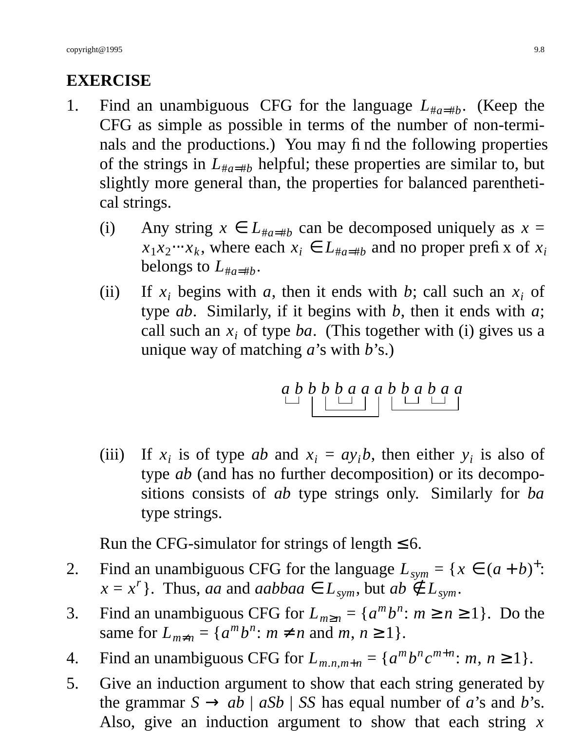## EXERCISE

1. Find an unambiguous CFG for the language $L_{\#a=\#b}$. (Keep the CFG as simple as possible in terms of the number of non-terminals and the productions.) You may find the following properties of the strings in $L_{\#a=\#b}$ helpful; these properties are similar to, but slightly more general than, the properties for balanced parenthetical strings.

   (i) Any string $x \in L_{\#a=\#b}$ can be decomposed uniquely as $x = x_1 x_2 \cdots x_k$, where each $x_i \in L_{\#a=\#b}$ and no proper prefix of $x_i$ belongs to $L_{\#a=\#b}$.

   (ii) If $x_i$ begins with $a$, then it ends with $b$; call such an $x_i$ of type $ab$. Similarly, if it begins with $b$, then it ends with $a$; call such an $x_i$ of type $ba$. (This together with (i) gives us a unique way of matching $a$'s with $b$'s.)

   $$a\ b\ b\ b\ b\ a\ a\ a\ b\ b\ a\ b\ a\ a$$

   (iii) If $x_i$ is of type $ab$ and $x_i = a y_i b$, then either $y_i$ is also of type $ab$ (and has no further decomposition) or its decompositions consists of $ab$ type strings only. Similarly for $ba$ type strings.

   Run the CFG-simulator for strings of length $\leq 6$.

2. Find an unambiguous CFG for the language $L_{sym} = \{x \in (a + b)^+ \colon x = x^r\}$. Thus, $aa$ and $aabbaa \in L_{sym}$, but $ab \notin L_{sym}$.

3. Find an unambiguous CFG for $L_{m \geq n} = \{a^m b^n \colon m \geq n \geq 1\}$. Do the same for $L_{m \neq n} = \{a^m b^n \colon m \neq n \text{ and } m, n \geq 1\}$.

4. Find an unambiguous CFG for $L_{m.n,m+n} = \{a^m b^n c^{m+n} \colon m, n \geq 1\}$.

5. Give an induction argument to show that each string generated by the grammar $S \to ab \mid aSb \mid SS$ has equal number of $a$'s and $b$'s. Also, give an induction argument to show that each string $x$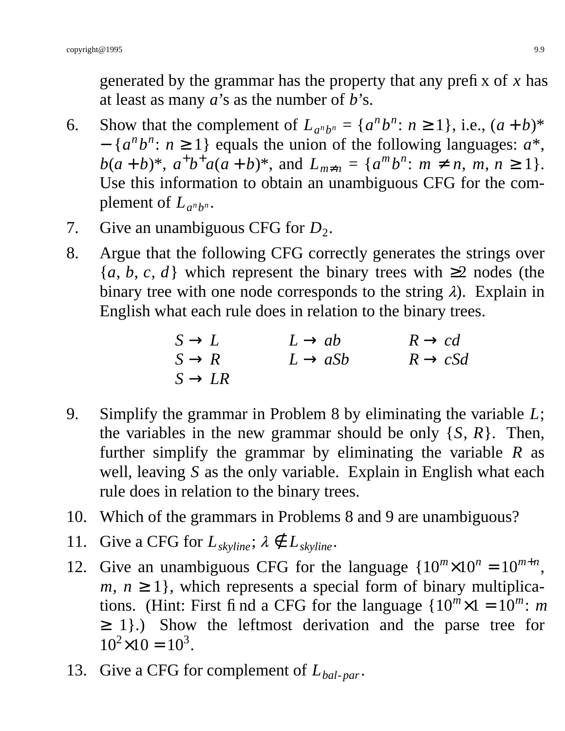generated by the grammar has the property that any prefix of $x$ has at least as many $a$'s as the number of $b$'s.

6. Show that the complement of $L_{a^nb^n} = \{a^nb^n: n \geq 1\}$, i.e., $(a+b)^* - \{a^nb^n: n \geq 1\}$ equals the union of the following languages: $a^*$, $b(a+b)^*$, $a^+b^+a(a+b)^*$, and $L_{m \neq n} = \{a^mb^n: m \neq n, m, n \geq 1\}$. Use this information to obtain an unambiguous CFG for the complement of $L_{a^nb^n}$.

7. Give an unambiguous CFG for $D_2$.

8. Argue that the following CFG correctly generates the strings over $\{a, b, c, d\}$ which represent the binary trees with $\geq 2$ nodes (the binary tree with one node corresponds to the string $\lambda$). Explain in English what each rule does in relation to the binary trees.

| | | |
|---|---|---|
| $S \to L$ | $L \to ab$ | $R \to cd$ |
| $S \to R$ | $L \to aSb$ | $R \to cSd$ |
| $S \to LR$ | | |

9. Simplify the grammar in Problem 8 by eliminating the variable $L$; the variables in the new grammar should be only $\{S, R\}$. Then, further simplify the grammar by eliminating the variable $R$ as well, leaving $S$ as the only variable. Explain in English what each rule does in relation to the binary trees.

10. Which of the grammars in Problems 8 and 9 are unambiguous?

11. Give a CFG for $L_{skyline}$; $\lambda \notin L_{skyline}$.

12. Give an unambiguous CFG for the language $\{10^m \times 10^n = 10^{m+n}, m, n \geq 1\}$, which represents a special form of binary multiplications. (Hint: First find a CFG for the language $\{10^m \times 1 = 10^m: m \geq 1\}$.) Show the leftmost derivation and the parse tree for $10^2 \times 10 = 10^3$.

13. Give a CFG for complement of $L_{bal\text{-}par}$.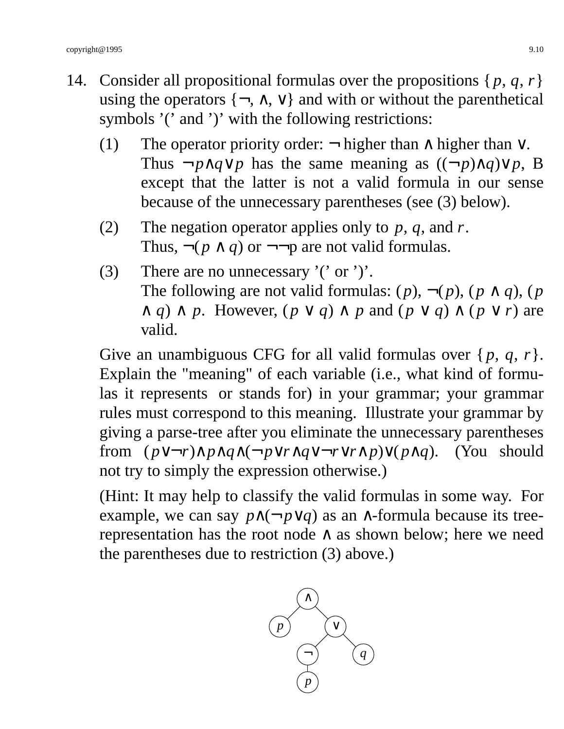14. Consider all propositional formulas over the propositions $\{p, q, r\}$ using the operators $\{\neg, \wedge, \vee\}$ and with or without the parenthetical symbols '(' and ')' with the following restrictions:

    (1) The operator priority order: $\neg$ higher than $\wedge$ higher than $\vee$. Thus $\neg p \wedge q \vee p$ has the same meaning as $((\neg p) \wedge q) \vee p$, B except that the latter is not a valid formula in our sense because of the unnecessary parentheses (see (3) below).

    (2) The negation operator applies only to $p$, $q$, and $r$. Thus, $\neg(p \wedge q)$ or $\neg\neg$p are not valid formulas.

    (3) There are no unnecessary '(' or ')'. The following are not valid formulas: $(p)$, $\neg(p)$, $(p \wedge q)$, $(p \wedge q) \wedge p$. However, $(p \vee q) \wedge p$ and $(p \vee q) \wedge (p \vee r)$ are valid.

    Give an unambiguous CFG for all valid formulas over $\{p, q, r\}$. Explain the "meaning" of each variable (i.e., what kind of formulas it represents or stands for) in your grammar; your grammar rules must correspond to this meaning. Illustrate your grammar by giving a parse-tree after you eliminate the unnecessary parentheses from $(p \vee \neg r) \wedge p \wedge q \wedge (\neg p \vee r \wedge q \vee \neg r \vee r \wedge p) \vee (p \wedge q)$. (You should not try to simply the expression otherwise.)

    (Hint: It may help to classify the valid formulas in some way. For example, we can say $p \wedge (\neg p \vee q)$ as an $\wedge$-formula because its tree-representation has the root node $\wedge$ as shown below; here we need the parentheses due to restriction (3) above.)

```
        ∧
       / \
      p   ∨
         / \
        ¬   q
        |
        p
```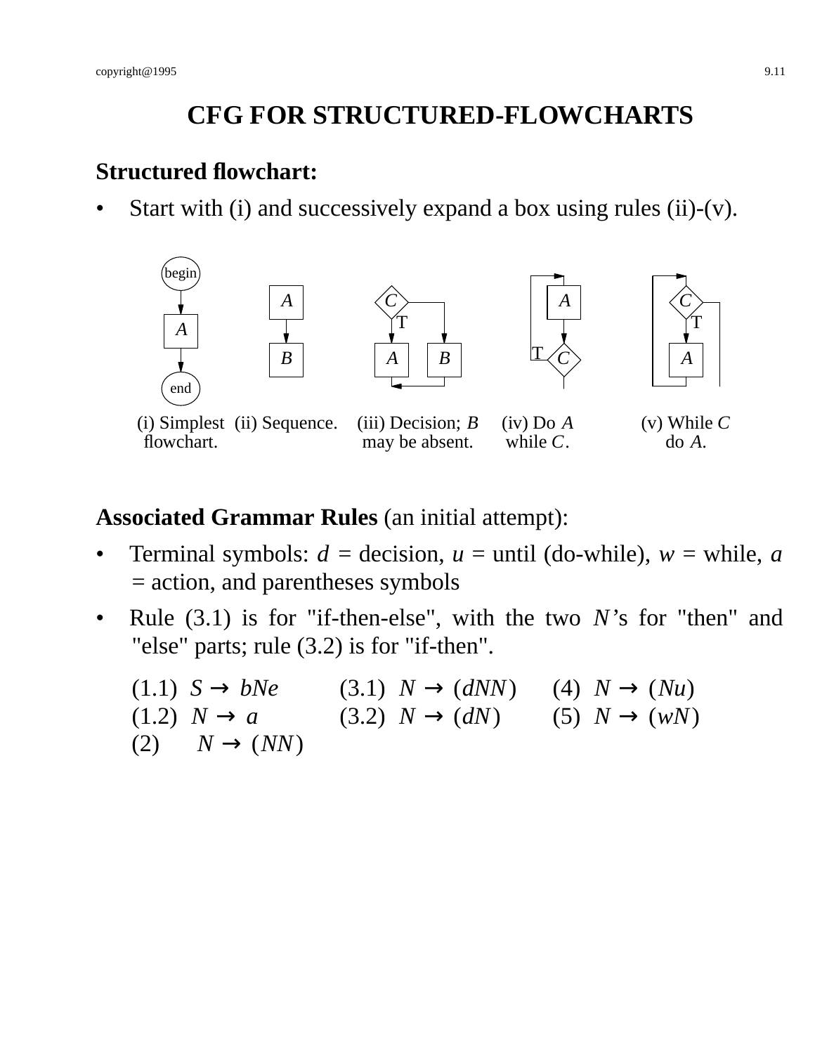# CFG FOR STRUCTURED-FLOWCHARTS

## Structured flowchart:

- Start with (i) and successively expand a box using rules (ii)-(v).

(i) Simplest flowchart. (ii) Sequence. (iii) Decision; $B$ may be absent. (iv) Do $A$ while $C$. (v) While $C$ do $A$.

**Associated Grammar Rules** (an initial attempt):

- Terminal symbols: $d$ = decision, $u$ = until (do-while), $w$ = while, $a$ = action, and parentheses symbols
- Rule (3.1) is for "if-then-else", with the two $N$'s for "then" and "else" parts; rule (3.2) is for "if-then".

(1.1) $S \to bNe$  (3.1) $N \to (dNN)$  (4) $N \to (Nu)$
(1.2) $N \to a$  (3.2) $N \to (dN)$  (5) $N \to (wN)$
(2) $N \to (NN)$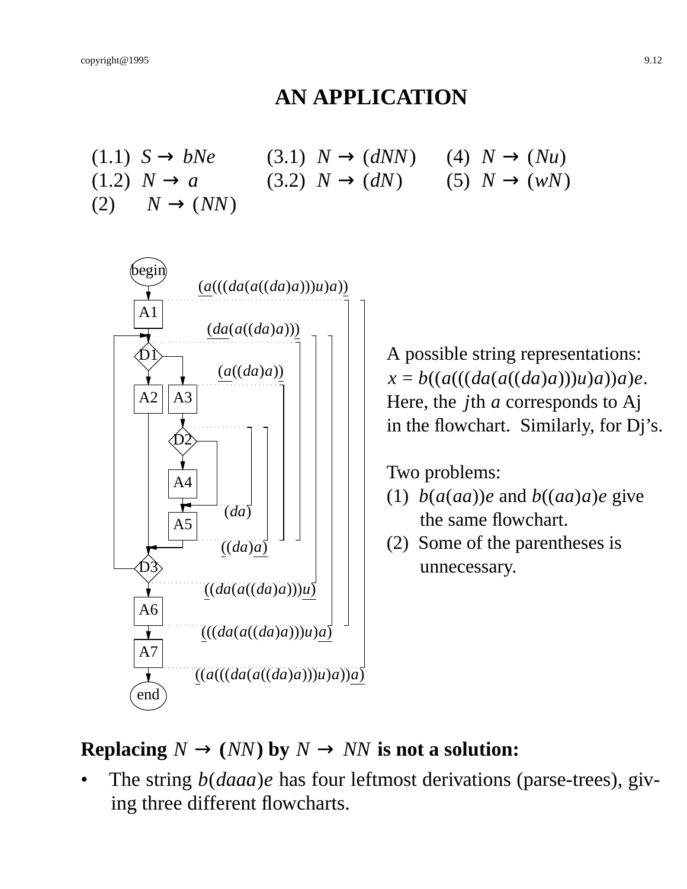# AN APPLICATION

(1.1) $S \rightarrow bNe$ (3.1) $N \rightarrow (dNN)$ (4) $N \rightarrow (Nu)$

(1.2) $N \rightarrow a$ (3.2) $N \rightarrow (dN)$ (5) $N \rightarrow (wN)$

(2) $N \rightarrow (NN)$

A possible string representations:
$x = b((a(((da(a((da)a)))u)a))a)e$.
Here, the $j$th $a$ corresponds to Aj in the flowchart. Similarly, for Dj's.

Two problems:

(1) $b(a(aa))e$ and $b((aa)a)e$ give the same flowchart.

(2) Some of the parentheses is unnecessary.

**Replacing $N \rightarrow (NN)$ by $N \rightarrow NN$ is not a solution:**

- The string $b(daaa)e$ has four leftmost derivations (parse-trees), giving three different flowcharts.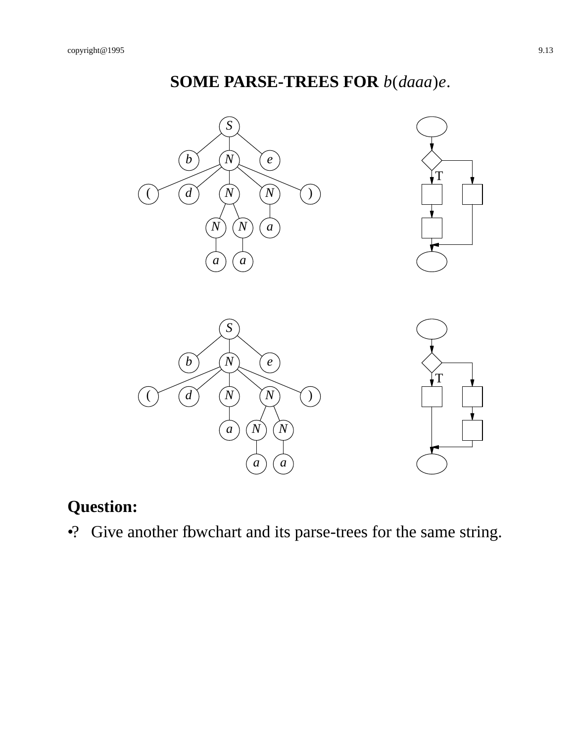# SOME PARSE-TREES FOR *b*(*daaa*)*e*.

**Question:**

•? Give another flowchart and its parse-trees for the same string.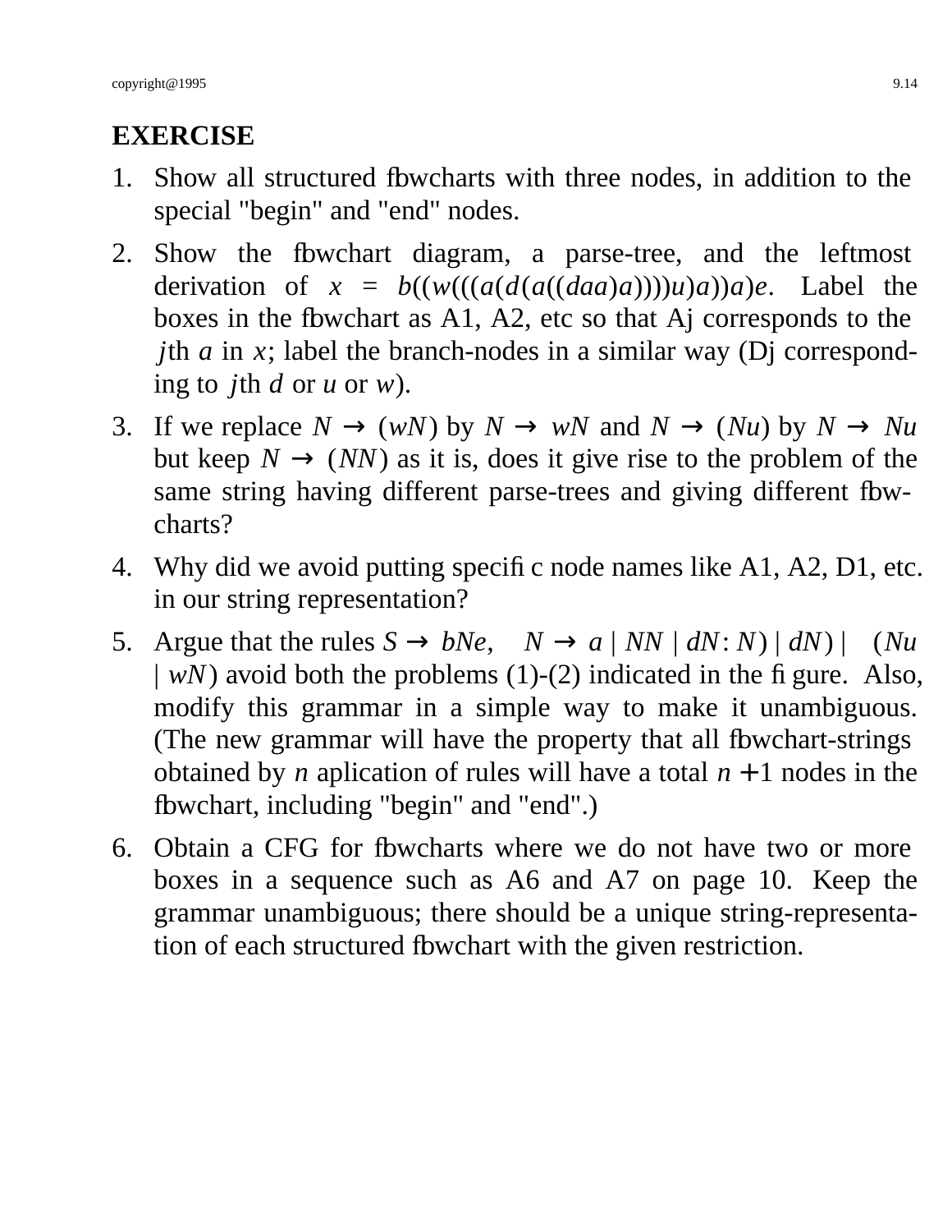## EXERCISE

1. Show all structured flowcharts with three nodes, in addition to the special "begin" and "end" nodes.

2. Show the flowchart diagram, a parse-tree, and the leftmost derivation of $x = b((w(((a(d(a((daa)a))))u)a))a)e$. Label the boxes in the flowchart as A1, A2, etc so that Aj corresponds to the $j$th $a$ in $x$; label the branch-nodes in a similar way (Dj corresponding to $j$th $d$ or $u$ or $w$).

3. If we replace $N \to (wN)$ by $N \to wN$ and $N \to (Nu)$ by $N \to Nu$ but keep $N \to (NN)$ as it is, does it give rise to the problem of the same string having different parse-trees and giving different flowcharts?

4. Why did we avoid putting specific node names like A1, A2, D1, etc. in our string representation?

5. Argue that the rules $S \to bNe, \quad N \to a \mid NN \mid dN{:}\,N) \mid dN) \mid \quad (Nu \mid wN)$ avoid both the problems (1)-(2) indicated in the figure. Also, modify this grammar in a simple way to make it unambiguous. (The new grammar will have the property that all flowchart-strings obtained by $n$ aplication of rules will have a total $n+1$ nodes in the flowchart, including "begin" and "end".)

6. Obtain a CFG for flowcharts where we do not have two or more boxes in a sequence such as A6 and A7 on page 10. Keep the grammar unambiguous; there should be a unique string-representation of each structured flowchart with the given restriction.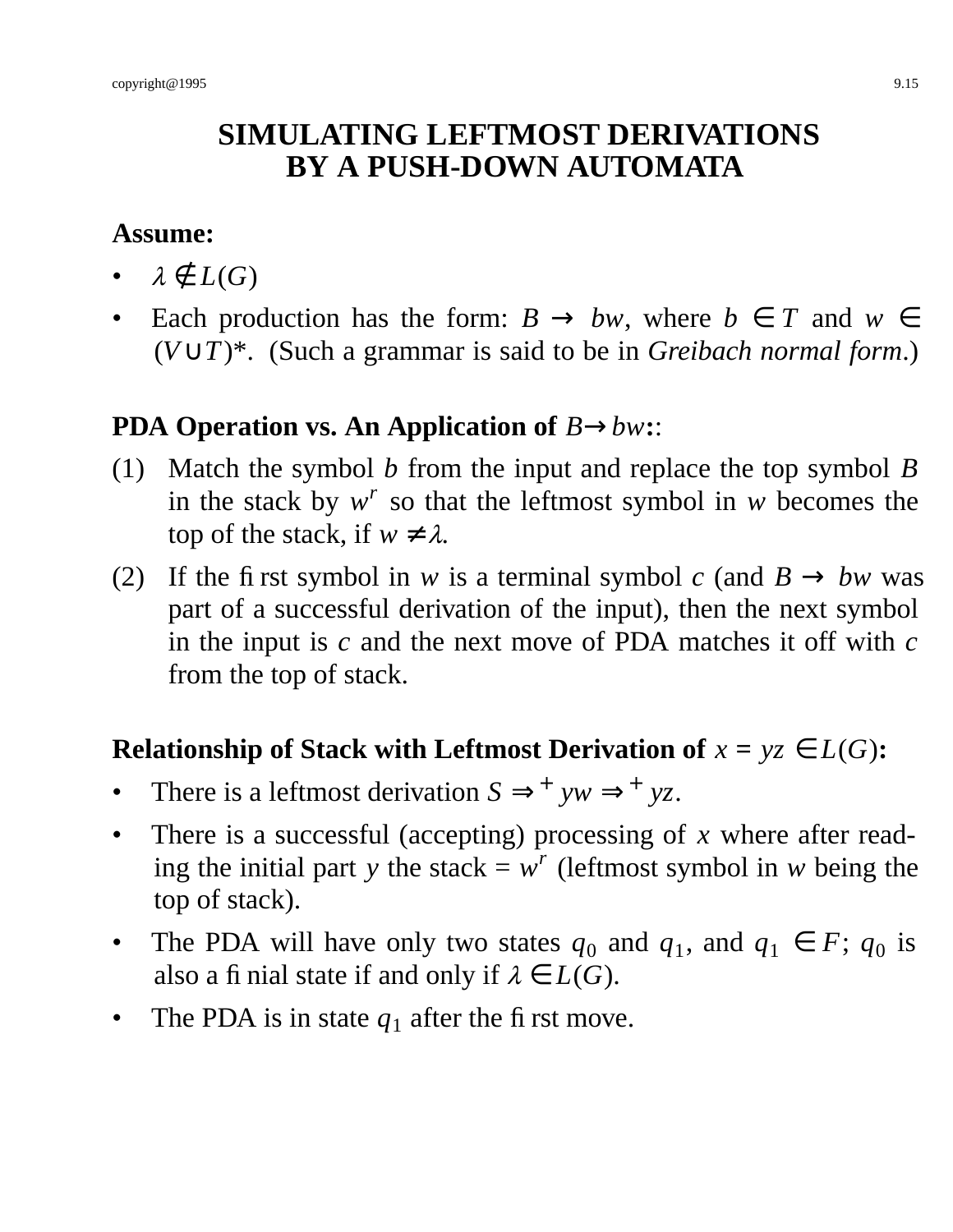# SIMULATING LEFTMOST DERIVATIONS BY A PUSH-DOWN AUTOMATA

**Assume:**

- $\lambda \notin L(G)$
- Each production has the form: $B \to bw$, where $b \in T$ and $w \in (V \cup T)^*$. (Such a grammar is said to be in *Greibach normal form*.)

**PDA Operation vs. An Application of $B \to bw$::**

(1) Match the symbol $b$ from the input and replace the top symbol $B$ in the stack by $w^r$ so that the leftmost symbol in $w$ becomes the top of the stack, if $w \neq \lambda$.

(2) If the first symbol in $w$ is a terminal symbol $c$ (and $B \to bw$ was part of a successful derivation of the input), then the next symbol in the input is $c$ and the next move of PDA matches it off with $c$ from the top of stack.

**Relationship of Stack with Leftmost Derivation of $x = yz \in L(G)$:**

- There is a leftmost derivation $S \Rightarrow^+ yw \Rightarrow^+ yz$.
- There is a successful (accepting) processing of $x$ where after reading the initial part $y$ the stack = $w^r$ (leftmost symbol in $w$ being the top of stack).
- The PDA will have only two states $q_0$ and $q_1$, and $q_1 \in F$; $q_0$ is also a finial state if and only if $\lambda \in L(G)$.
- The PDA is in state $q_1$ after the first move.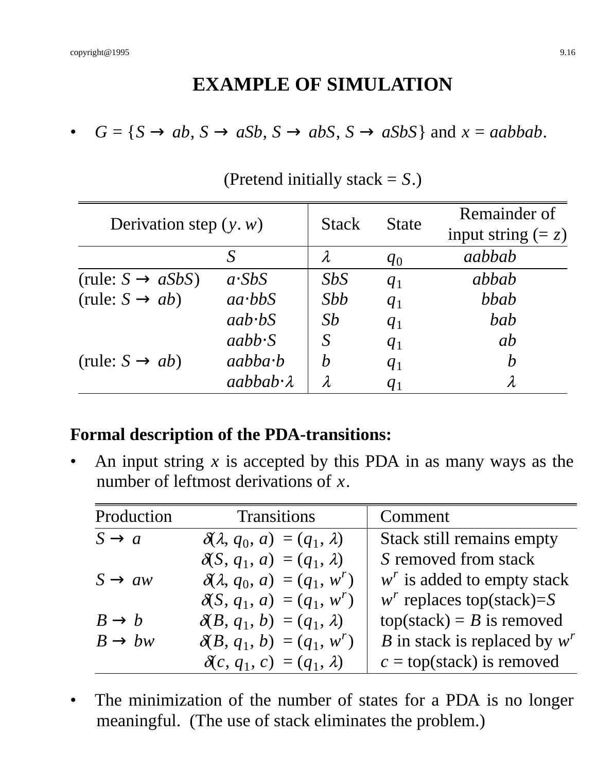# EXAMPLE OF SIMULATION

- $G = \{S \to ab, S \to aSb, S \to abS, S \to aSbS\}$ and $x = aabbab$.

(Pretend initially stack = $S$.)

| Derivation step ($y.\,w$) | | Stack | State | Remainder of input string (= $z$) |
|---|---|---|---|---|
| | $S$ | $\lambda$ | $q_0$ | $aabbab$ |
| (rule: $S \to aSbS$) | $a{\cdot}SbS$ | $SbS$ | $q_1$ | $abbab$ |
| (rule: $S \to ab$) | $aa{\cdot}bbS$ | $Sbb$ | $q_1$ | $bbab$ |
| | $aab{\cdot}bS$ | $Sb$ | $q_1$ | $bab$ |
| | $aabb{\cdot}S$ | $S$ | $q_1$ | $ab$ |
| (rule: $S \to ab$) | $aabba{\cdot}b$ | $b$ | $q_1$ | $b$ |
| | $aabbab{\cdot}\lambda$ | $\lambda$ | $q_1$ | $\lambda$ |

**Formal description of the PDA-transitions:**

- An input string $x$ is accepted by this PDA in as many ways as the number of leftmost derivations of $x$.

| Production | Transitions | Comment |
|---|---|---|
| $S \to a$ | $\delta(\lambda, q_0, a) = (q_1, \lambda)$ | Stack still remains empty |
| | $\delta(S, q_1, a) = (q_1, \lambda)$ | $S$ removed from stack |
| $S \to aw$ | $\delta(\lambda, q_0, a) = (q_1, w^r)$ | $w^r$ is added to empty stack |
| | $\delta(S, q_1, a) = (q_1, w^r)$ | $w^r$ replaces top(stack)=$S$ |
| $B \to b$ | $\delta(B, q_1, b) = (q_1, \lambda)$ | top(stack) = $B$ is removed |
| $B \to bw$ | $\delta(B, q_1, b) = (q_1, w^r)$ | $B$ in stack is replaced by $w^r$ |
| | $\delta(c, q_1, c) = (q_1, \lambda)$ | $c$ = top(stack) is removed |

- The minimization of the number of states for a PDA is no longer meaningful. (The use of stack eliminates the problem.)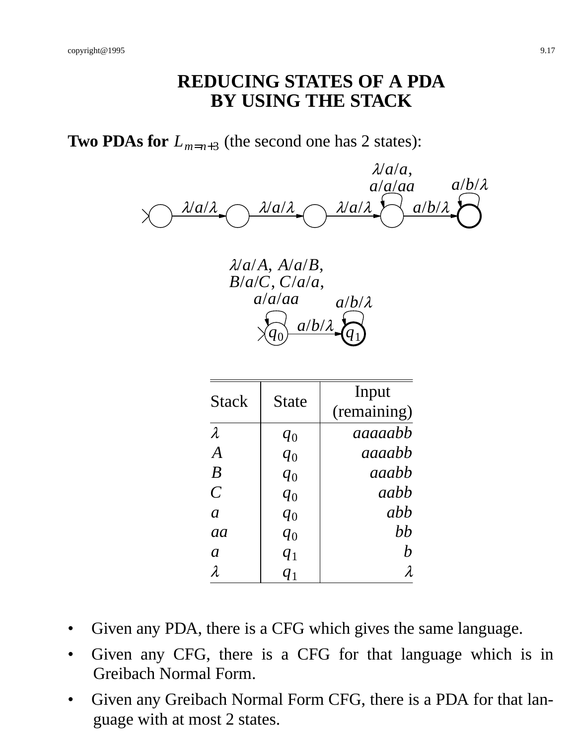# REDUCING STATES OF A PDA BY USING THE STACK

**Two PDAs for** $L_{m=n+3}$ (the second one has 2 states):

$\lambda/a/\lambda$ $\lambda/a/\lambda$ $\lambda/a/\lambda$ $a/b/\lambda$

$\lambda/a/a$, $a/a/aa$ $a/b/\lambda$

$\lambda/a/A$, $A/a/B$, $B/a/C$, $C/a/a$, $a/a/aa$

$a/b/\lambda$

$a/b/\lambda$

$q_0$ $q_1$

| Stack | State | Input (remaining) |
|---|---|---|
| $\lambda$ | $q_0$ | $aaaaabb$ |
| $A$ | $q_0$ | $aaaabb$ |
| $B$ | $q_0$ | $aaabb$ |
| $C$ | $q_0$ | $aabb$ |
| $a$ | $q_0$ | $abb$ |
| $aa$ | $q_0$ | $bb$ |
| $a$ | $q_1$ | $b$ |
| $\lambda$ | $q_1$ | $\lambda$ |

- Given any PDA, there is a CFG which gives the same language.
- Given any CFG, there is a CFG for that language which is in Greibach Normal Form.
- Given any Greibach Normal Form CFG, there is a PDA for that language with at most 2 states.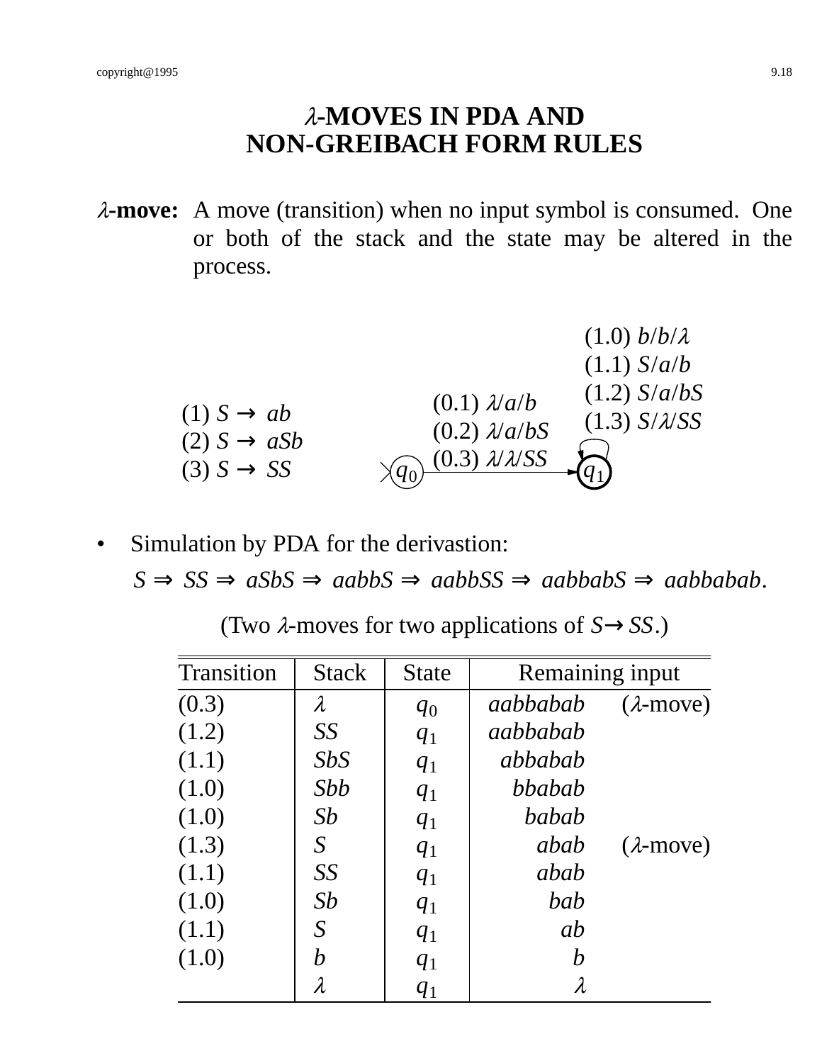# $\lambda$-MOVES IN PDA AND NON-GREIBACH FORM RULES

**$\lambda$-move:** A move (transition) when no input symbol is consumed. One or both of the stack and the state may be altered in the process.

(1) $S \to ab$
(2) $S \to aSb$
(3) $S \to SS$

Transitions from $q_0$ to $q_1$:
(0.1) $\lambda/a/b$
(0.2) $\lambda/a/bS$
(0.3) $\lambda/\lambda/SS$

Transitions from $q_1$ to $q_1$:
(1.0) $b/b/\lambda$
(1.1) $S/a/b$
(1.2) $S/a/bS$
(1.3) $S/\lambda/SS$

- Simulation by PDA for the derivastion:

$$S \Rightarrow SS \Rightarrow aSbS \Rightarrow aabbS \Rightarrow aabbSS \Rightarrow aabbabS \Rightarrow aabbabab.$$

(Two $\lambda$-moves for two applications of $S \to SS$.)

| Transition | Stack | State | Remaining input | |
|---|---|---|---|---|
| (0.3) | $\lambda$ | $q_0$ | $aabbabab$ | ($\lambda$-move) |
| (1.2) | $SS$ | $q_1$ | $aabbabab$ | |
| (1.1) | $SbS$ | $q_1$ | $abbabab$ | |
| (1.0) | $Sbb$ | $q_1$ | $bbabab$ | |
| (1.0) | $Sb$ | $q_1$ | $babab$ | |
| (1.3) | $S$ | $q_1$ | $abab$ | ($\lambda$-move) |
| (1.1) | $SS$ | $q_1$ | $abab$ | |
| (1.0) | $Sb$ | $q_1$ | $bab$ | |
| (1.1) | $S$ | $q_1$ | $ab$ | |
| (1.0) | $b$ | $q_1$ | $b$ | |
| | $\lambda$ | $q_1$ | $\lambda$ | |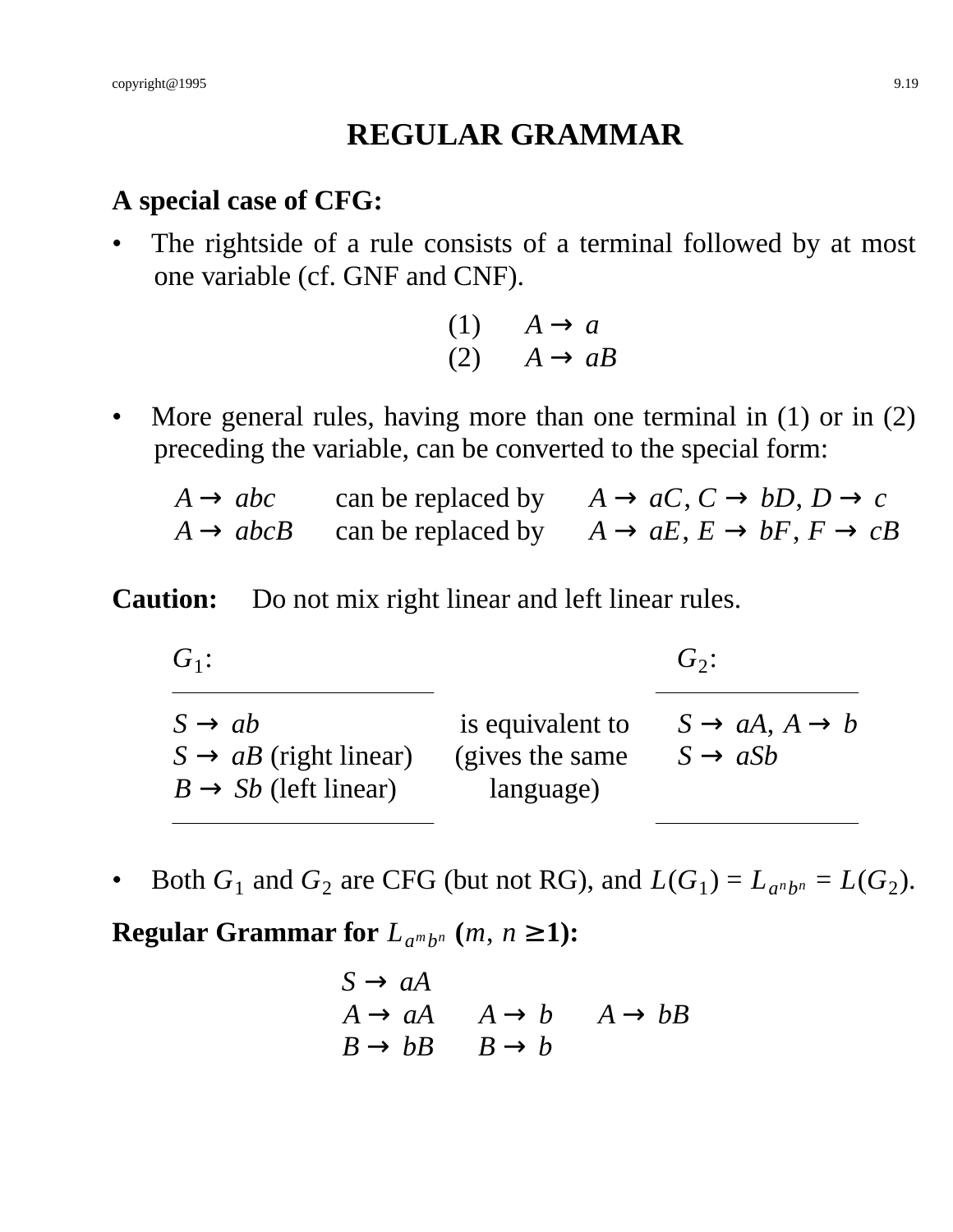# REGULAR GRAMMAR

**A special case of CFG:**

- The rightside of a rule consists of a terminal followed by at most one variable (cf. GNF and CNF).

$$
\begin{array}{ll}
(1) & A \to a \\
(2) & A \to aB
\end{array}
$$

- More general rules, having more than one terminal in (1) or in (2) preceding the variable, can be converted to the special form:

| | | |
|---|---|---|
| $A \to abc$ | can be replaced by | $A \to aC$, $C \to bD$, $D \to c$ |
| $A \to abcB$ | can be replaced by | $A \to aE$, $E \to bF$, $F \to cB$ |

**Caution:** Do not mix right linear and left linear rules.

| $G_1$: | | $G_2$: |
|---|---|---|
| $S \to ab$<br>$S \to aB$ (right linear)<br>$B \to Sb$ (left linear) | is equivalent to (gives the same language) | $S \to aA$, $A \to b$<br>$S \to aSb$ |

- Both $G_1$ and $G_2$ are CFG (but not RG), and $L(G_1) = L_{a^n b^n} = L(G_2)$.

**Regular Grammar for $L_{a^m b^n}$ ($m$, $n \geq 1$):**

$$
\begin{array}{lll}
S \to aA & & \\
A \to aA & A \to b & A \to bB \\
B \to bB & B \to b &
\end{array}
$$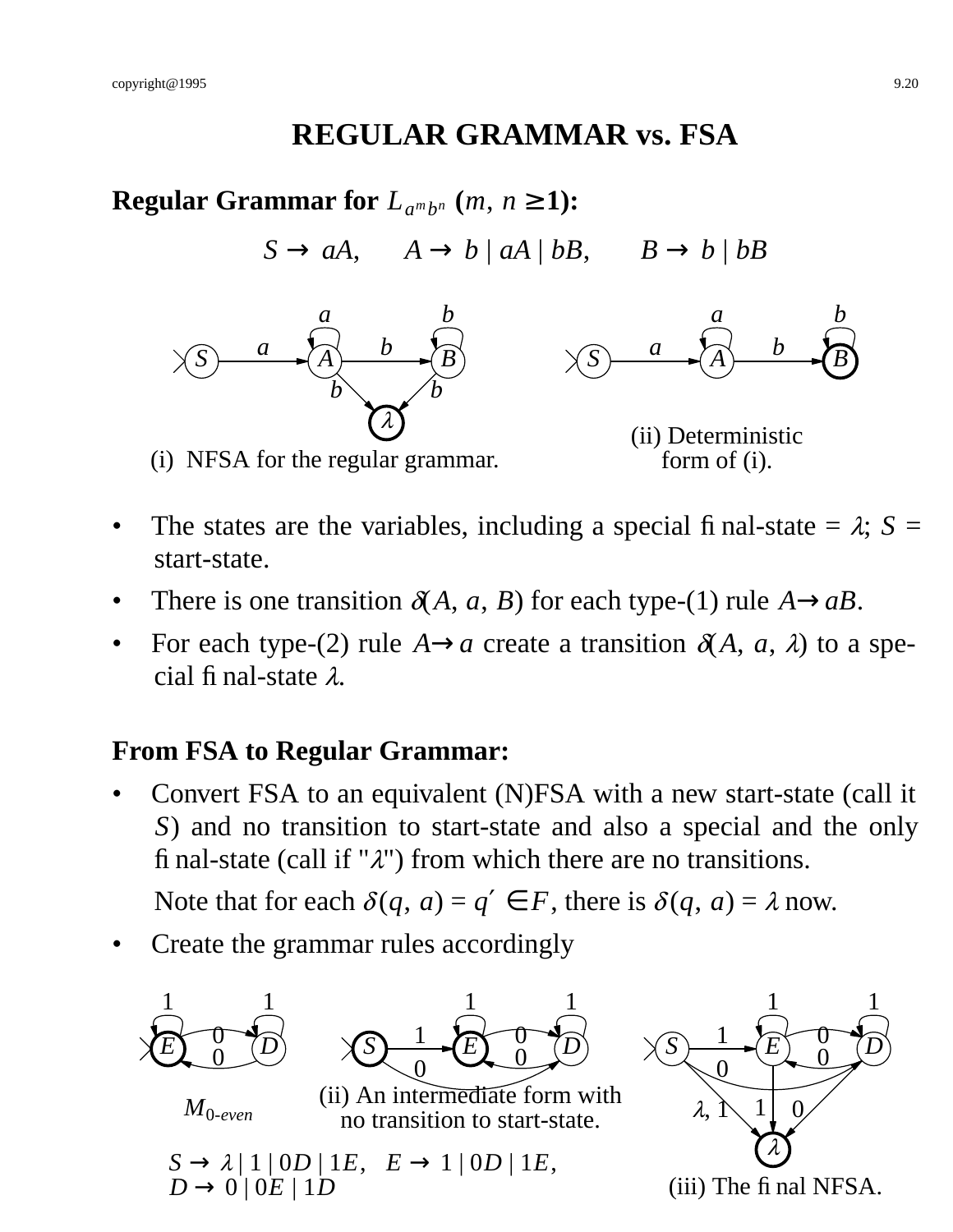# REGULAR GRAMMAR vs. FSA

**Regular Grammar for $L_{a^m b^n}$ ($m$, $n \geq 1$):**

$$S \to aA, \quad A \to b \mid aA \mid bB, \quad B \to b \mid bB$$

(i) NFSA for the regular grammar.

(ii) Deterministic form of (i).

- The states are the variables, including a special final-state = $\lambda$; $S$ = start-state.
- There is one transition $\delta(A, a, B)$ for each type-(1) rule $A \to aB$.
- For each type-(2) rule $A \to a$ create a transition $\delta(A, a, \lambda)$ to a special final-state $\lambda$.

**From FSA to Regular Grammar:**

- Convert FSA to an equivalent (N)FSA with a new start-state (call it $S$) and no transition to start-state and also a special and the only final-state (call if "$\lambda$") from which there are no transitions.

  Note that for each $\delta(q, a) = q' \in F$, there is $\delta(q, a) = \lambda$ now.
- Create the grammar rules accordingly

$M_{0\text{-}even}$

(ii) An intermediate form with no transition to start-state.

(iii) The final NFSA.

$S \to \lambda \mid 1 \mid 0D \mid 1E$, $\quad E \to 1 \mid 0D \mid 1E$,
$D \to 0 \mid 0E \mid 1D$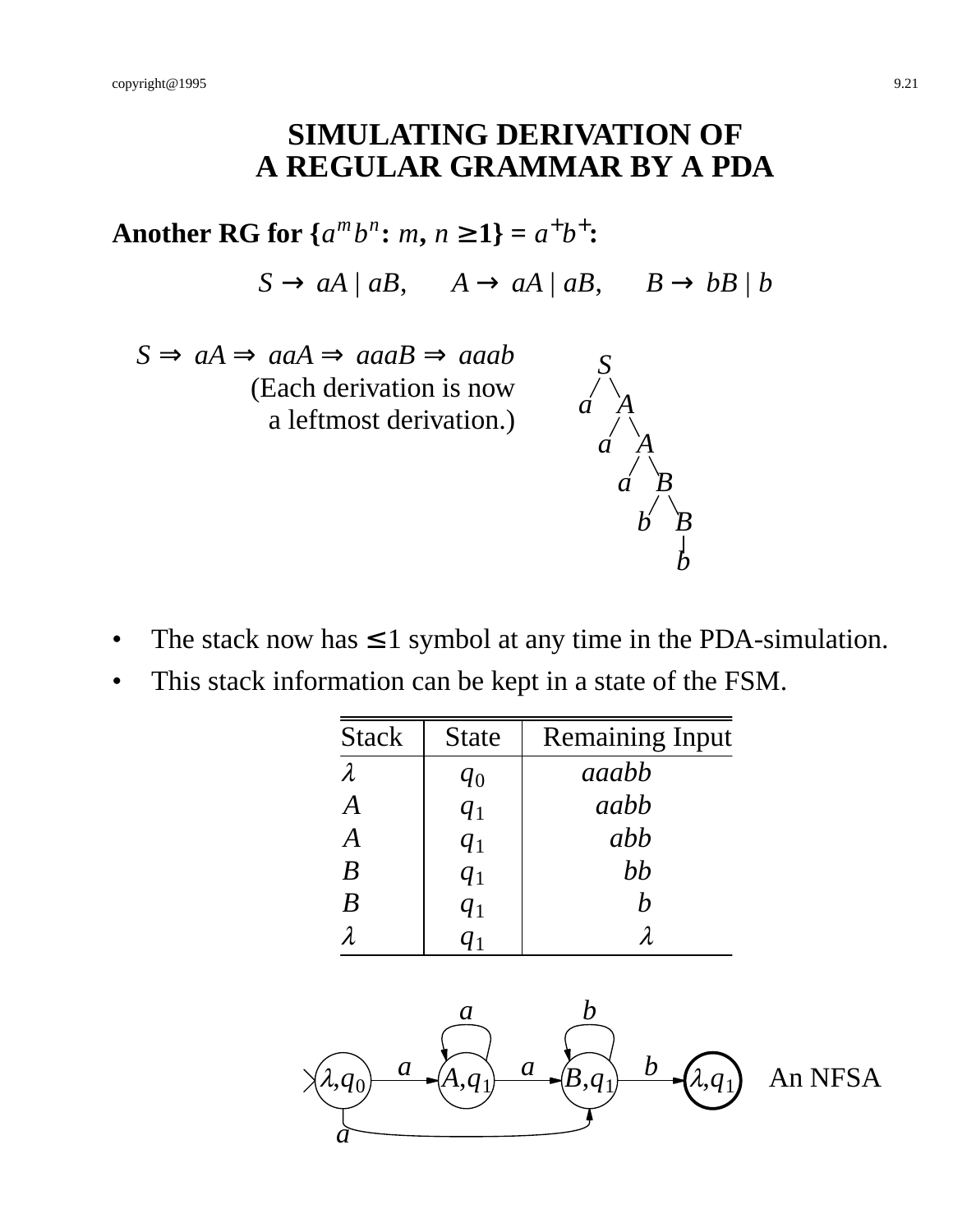# SIMULATING DERIVATION OF A REGULAR GRAMMAR BY A PDA

**Another RG for $\{a^m b^n: m, n \geq 1\} = a^+ b^+$:**

$$S \rightarrow aA \mid aB, \quad A \rightarrow aA \mid aB, \quad B \rightarrow bB \mid b$$

$S \Rightarrow aA \Rightarrow aaA \Rightarrow aaaB \Rightarrow aaab$
(Each derivation is now a leftmost derivation.)

- The stack now has $\leq 1$ symbol at any time in the PDA-simulation.
- This stack information can be kept in a state of the FSM.

| Stack | State | Remaining Input |
|---|---|---|
| $\lambda$ | $q_0$ | $aaabb$ |
| $A$ | $q_1$ | $aabb$ |
| $A$ | $q_1$ | $abb$ |
| $B$ | $q_1$ | $bb$ |
| $B$ | $q_1$ | $b$ |
| $\lambda$ | $q_1$ | $\lambda$ |

An NFSA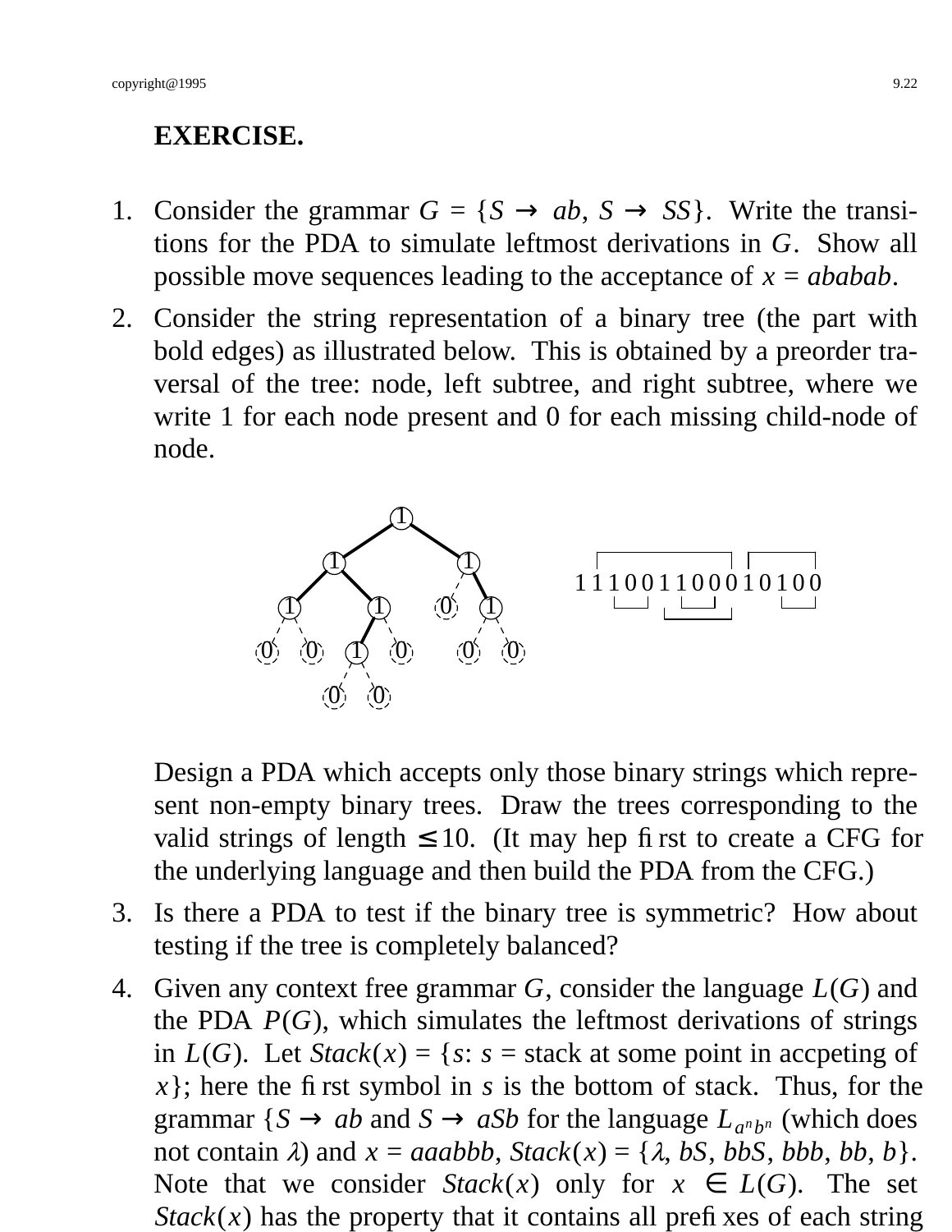**EXERCISE.**

1. Consider the grammar $G = \{S \rightarrow ab, S \rightarrow SS\}$. Write the transitions for the PDA to simulate leftmost derivations in $G$. Show all possible move sequences leading to the acceptance of $x = ababab$.

2. Consider the string representation of a binary tree (the part with bold edges) as illustrated below. This is obtained by a preorder traversal of the tree: node, left subtree, and right subtree, where we write 1 for each node present and 0 for each missing child-node of node.

   1 1 1 0 0 1 1 0 0 0 1 0 1 0 0

   Design a PDA which accepts only those binary strings which represent non-empty binary trees. Draw the trees corresponding to the valid strings of length ≤ 10. (It may hep first to create a CFG for the underlying language and then build the PDA from the CFG.)

3. Is there a PDA to test if the binary tree is symmetric? How about testing if the tree is completely balanced?

4. Given any context free grammar $G$, consider the language $L(G)$ and the PDA $P(G)$, which simulates the leftmost derivations of strings in $L(G)$. Let $Stack(x) = \{s$: $s$ = stack at some point in accpeting of $x\}$; here the first symbol in $s$ is the bottom of stack. Thus, for the grammar $\{S \rightarrow ab$ and $S \rightarrow aSb$ for the language $L_{a^n b^n}$ (which does not contain $\lambda$) and $x = aaabbb$, $Stack(x) = \{\lambda, bS, bbS, bbb, bb, b\}$. Note that we consider $Stack(x)$ only for $x \in L(G)$. The set $Stack(x)$ has the property that it contains all prefixes of each string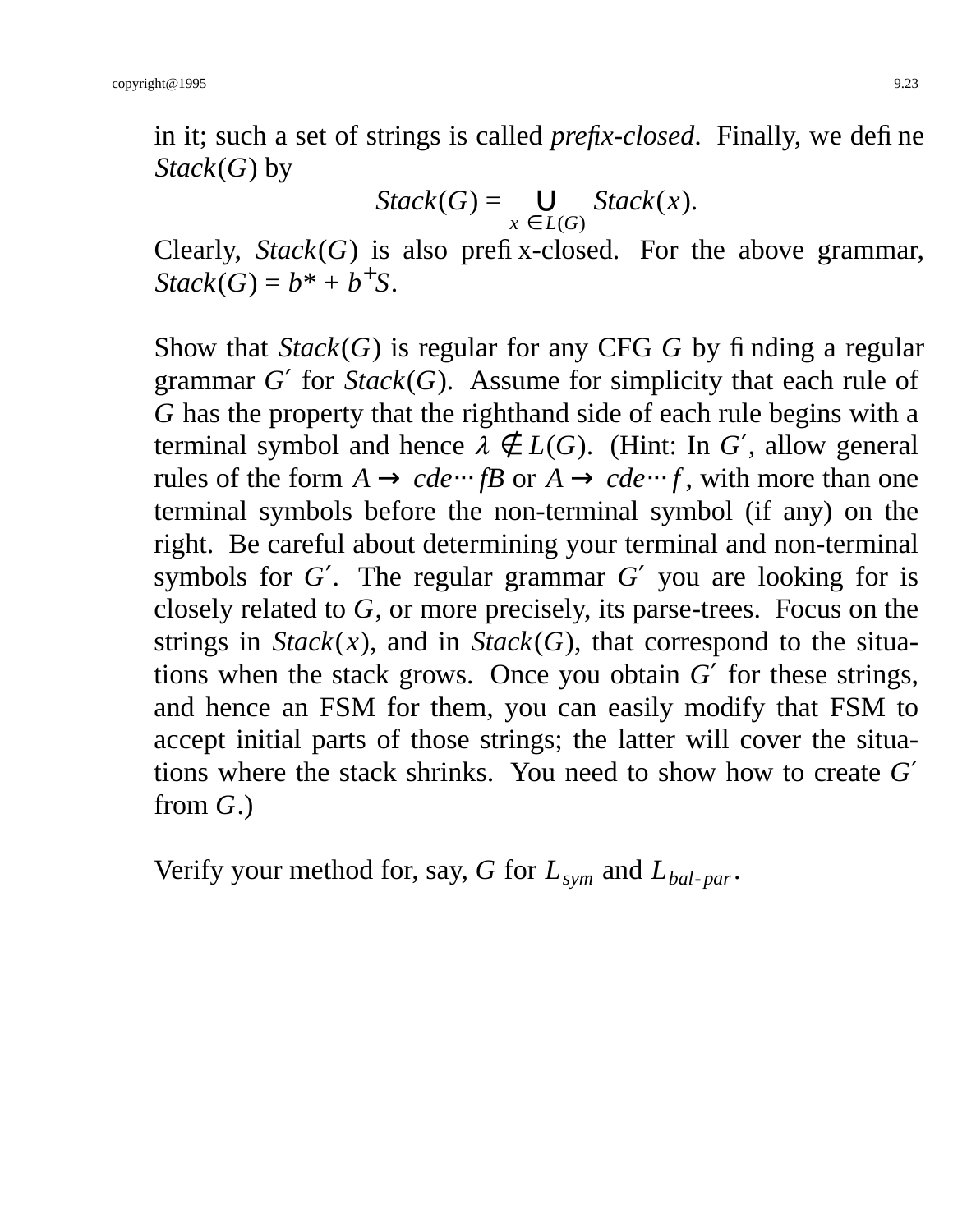in it; such a set of strings is called *prefix-closed*. Finally, we define $Stack(G)$ by

$$Stack(G) = \bigcup_{x \in L(G)} Stack(x).$$

Clearly, $Stack(G)$ is also prefix-closed. For the above grammar, $Stack(G) = b^* + b^+S$.

Show that $Stack(G)$ is regular for any CFG $G$ by finding a regular grammar $G'$ for $Stack(G)$. Assume for simplicity that each rule of $G$ has the property that the righthand side of each rule begins with a terminal symbol and hence $\lambda \notin L(G)$. (Hint: In $G'$, allow general rules of the form $A \rightarrow cde \cdots fB$ or $A \rightarrow cde \cdots f$, with more than one terminal symbols before the non-terminal symbol (if any) on the right. Be careful about determining your terminal and non-terminal symbols for $G'$. The regular grammar $G'$ you are looking for is closely related to $G$, or more precisely, its parse-trees. Focus on the strings in $Stack(x)$, and in $Stack(G)$, that correspond to the situations when the stack grows. Once you obtain $G'$ for these strings, and hence an FSM for them, you can easily modify that FSM to accept initial parts of those strings; the latter will cover the situations where the stack shrinks. You need to show how to create $G'$ from $G$.)

Verify your method for, say, $G$ for $L_{sym}$ and $L_{bal\text{-}par}$.